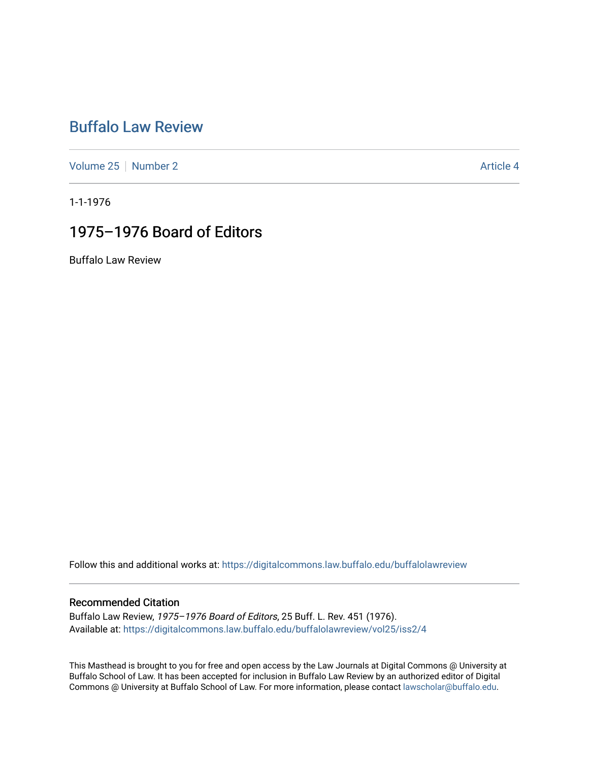# Buffalo Law Review

Volume 25 | Number 2 | Article 4

1-1-1976

## 1975–1976 Board of Editors

Buffalo Law Review

Follow this and additional works at: https://digitalcommons.law.buffalo.edu/buffalolawreview

### Recommended Citation

Buffalo Law Review, *1975–1976 Board of Editors*, 25 Buff. L. Rev. 451 (1976).
Available at: https://digitalcommons.law.buffalo.edu/buffalolawreview/vol25/iss2/4

This Masthead is brought to you for free and open access by the Law Journals at Digital Commons @ University at Buffalo School of Law. It has been accepted for inclusion in Buffalo Law Review by an authorized editor of Digital Commons @ University at Buffalo School of Law. For more information, please contact lawscholar@buffalo.edu.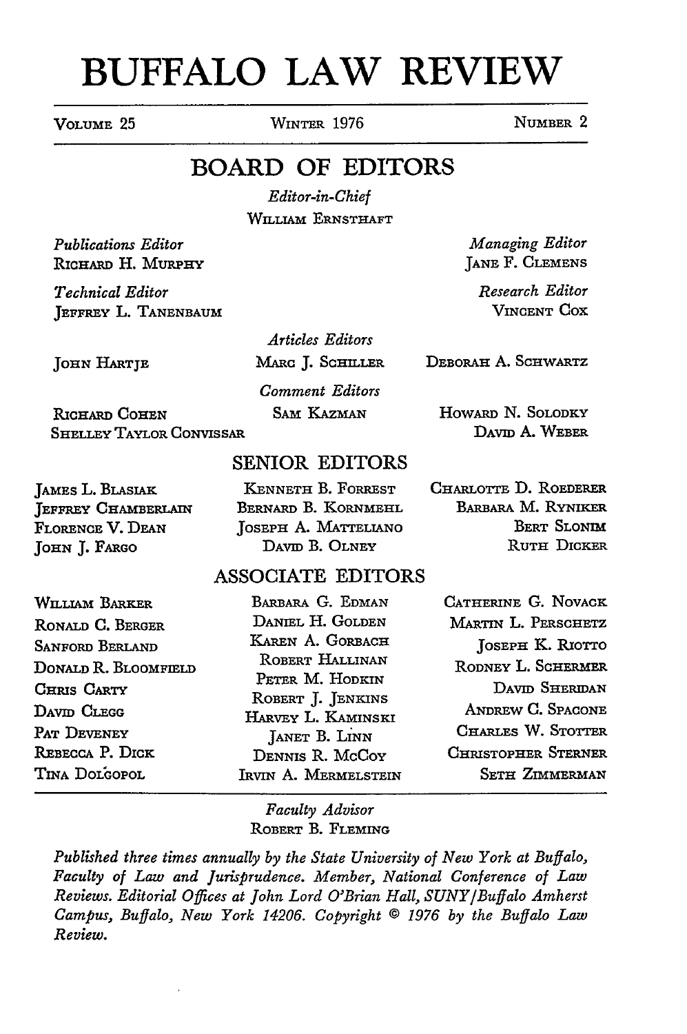# BUFFALO LAW REVIEW

VOLUME 25 WINTER 1976 NUMBER 2

## BOARD OF EDITORS

*Editor-in-Chief*
WILLIAM ERNSTHAFT

*Publications Editor*
RICHARD H. MURPHY

*Managing Editor*
JANE F. CLEMENS

*Technical Editor*
JEFFREY L. TANENBAUM

*Research Editor*
VINCENT COX

*Articles Editors*
JOHN HARTJE
MARC J. SCHILLER
DEBORAH A. SCHWARTZ

*Comment Editors*
RICHARD COHEN
SHELLEY TAYLOR CONVISSAR
SAM KAZMAN
HOWARD N. SOLODKY
DAVID A. WEBER

### SENIOR EDITORS

JAMES L. BLASIAK
JEFFREY CHAMBERLAIN
FLORENCE V. DEAN
JOHN J. FARGO
KENNETH B. FORREST
BERNARD B. KORNMEHL
JOSEPH A. MATTELIANO
DAVID B. OLNEY
CHARLOTTE D. ROEDERER
BARBARA M. RYNIKER
BERT SLONIM
RUTH DICKER

### ASSOCIATE EDITORS

WILLIAM BARKER
RONALD C. BERGER
SANFORD BERLAND
DONALD R. BLOOMFIELD
CHRIS CARTY
DAVID CLEGG
PAT DEVENEY
REBECCA P. DICK
TINA DOLGOPOL
BARBARA G. EDMAN
DANIEL H. GOLDEN
KAREN A. GORBACH
ROBERT HALLINAN
PETER M. HODKIN
ROBERT J. JENKINS
HARVEY L. KAMINSKI
JANET B. LINN
DENNIS R. MCCOY
IRVIN A. MERMELSTEIN
CATHERINE G. NOVACK
MARTIN L. PERSCHETZ
JOSEPH K. RIOTTO
RODNEY L. SCHERMER
DAVID SHERIDAN
ANDREW C. SPACONE
CHARLES W. STOTTER
CHRISTOPHER STERNER
SETH ZIMMERMAN

*Faculty Advisor*
ROBERT B. FLEMING

*Published three times annually by the State University of New York at Buffalo, Faculty of Law and Jurisprudence. Member, National Conference of Law Reviews. Editorial Offices at John Lord O'Brian Hall, SUNY/Buffalo Amherst Campus, Buffalo, New York 14206. Copyright © 1976 by the Buffalo Law Review.*